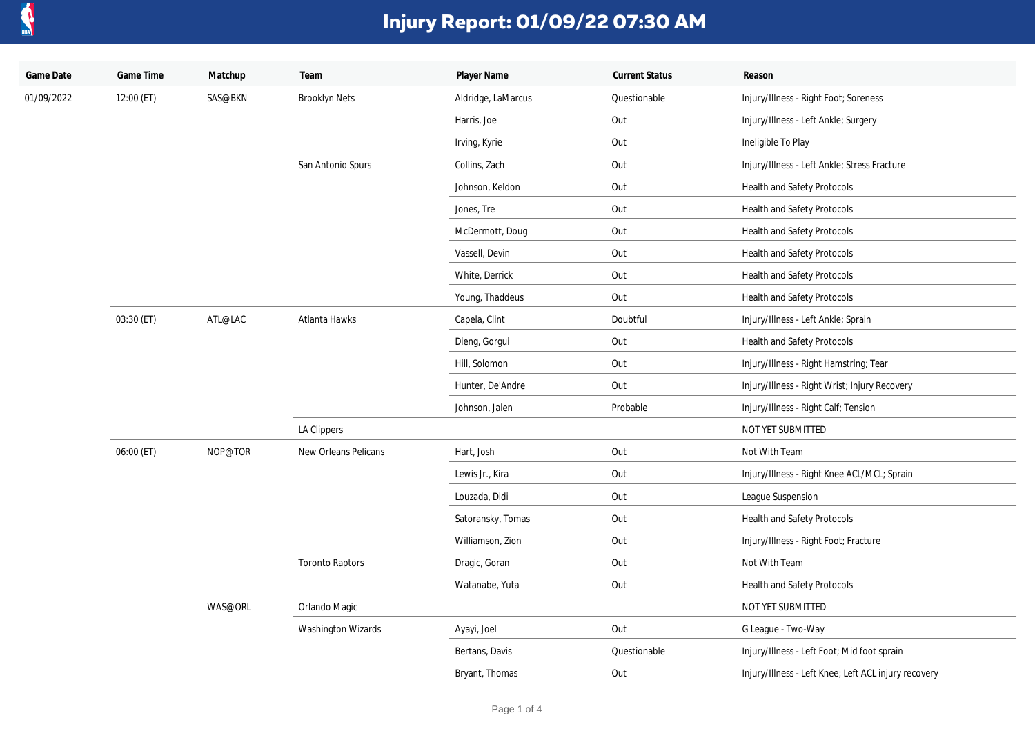# Injury Report: 01/09/22 07:30 AM

| Game Date | Game Time | Matchup | Team | Player Name | Current Status | Reason |
|---|---|---|---|---|---|---|
| 01/09/2022 | 12:00 (ET) | SAS@BKN | Brooklyn Nets | Aldridge, LaMarcus | Questionable | Injury/Illness - Right Foot; Soreness |
| | | | | Harris, Joe | Out | Injury/Illness - Left Ankle; Surgery |
| | | | | Irving, Kyrie | Out | Ineligible To Play |
| | | | San Antonio Spurs | Collins, Zach | Out | Injury/Illness - Left Ankle; Stress Fracture |
| | | | | Johnson, Keldon | Out | Health and Safety Protocols |
| | | | | Jones, Tre | Out | Health and Safety Protocols |
| | | | | McDermott, Doug | Out | Health and Safety Protocols |
| | | | | Vassell, Devin | Out | Health and Safety Protocols |
| | | | | White, Derrick | Out | Health and Safety Protocols |
| | | | | Young, Thaddeus | Out | Health and Safety Protocols |
| | 03:30 (ET) | ATL@LAC | Atlanta Hawks | Capela, Clint | Doubtful | Injury/Illness - Left Ankle; Sprain |
| | | | | Dieng, Gorgui | Out | Health and Safety Protocols |
| | | | | Hill, Solomon | Out | Injury/Illness - Right Hamstring; Tear |
| | | | | Hunter, De'Andre | Out | Injury/Illness - Right Wrist; Injury Recovery |
| | | | | Johnson, Jalen | Probable | Injury/Illness - Right Calf; Tension |
| | | | LA Clippers | | | NOT YET SUBMITTED |
| | 06:00 (ET) | NOP@TOR | New Orleans Pelicans | Hart, Josh | Out | Not With Team |
| | | | | Lewis Jr., Kira | Out | Injury/Illness - Right Knee ACL/MCL; Sprain |
| | | | | Louzada, Didi | Out | League Suspension |
| | | | | Satoransky, Tomas | Out | Health and Safety Protocols |
| | | | | Williamson, Zion | Out | Injury/Illness - Right Foot; Fracture |
| | | | Toronto Raptors | Dragic, Goran | Out | Not With Team |
| | | | | Watanabe, Yuta | Out | Health and Safety Protocols |
| | | WAS@ORL | Orlando Magic | | | NOT YET SUBMITTED |
| | | | Washington Wizards | Ayayi, Joel | Out | G League - Two-Way |
| | | | | Bertans, Davis | Questionable | Injury/Illness - Left Foot; Mid foot sprain |
| | | | | Bryant, Thomas | Out | Injury/Illness - Left Knee; Left ACL injury recovery |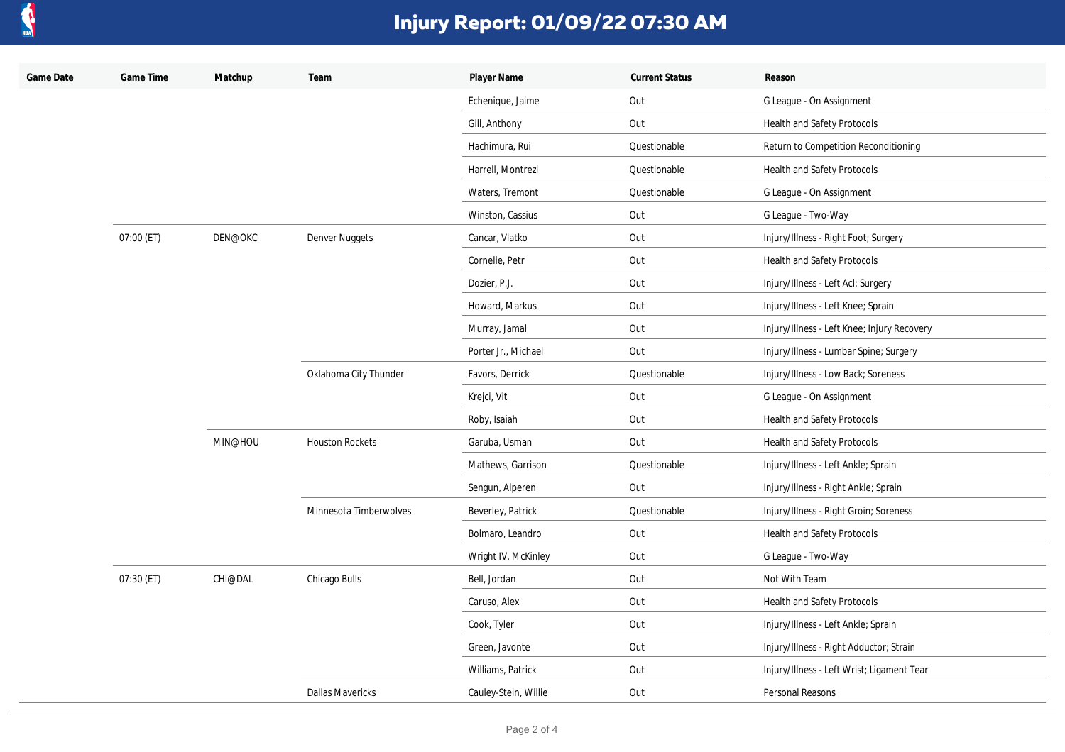# Injury Report: 01/09/22 07:30 AM

| Game Date | Game Time | Matchup | Team | Player Name | Current Status | Reason |
|---|---|---|---|---|---|---|
| | | | | Echenique, Jaime | Out | G League - On Assignment |
| | | | | Gill, Anthony | Out | Health and Safety Protocols |
| | | | | Hachimura, Rui | Questionable | Return to Competition Reconditioning |
| | | | | Harrell, Montrezl | Questionable | Health and Safety Protocols |
| | | | | Waters, Tremont | Questionable | G League - On Assignment |
| | | | | Winston, Cassius | Out | G League - Two-Way |
| | 07:00 (ET) | DEN@OKC | Denver Nuggets | Cancar, Vlatko | Out | Injury/Illness - Right Foot; Surgery |
| | | | | Cornelie, Petr | Out | Health and Safety Protocols |
| | | | | Dozier, P.J. | Out | Injury/Illness - Left Acl; Surgery |
| | | | | Howard, Markus | Out | Injury/Illness - Left Knee; Sprain |
| | | | | Murray, Jamal | Out | Injury/Illness - Left Knee; Injury Recovery |
| | | | | Porter Jr., Michael | Out | Injury/Illness - Lumbar Spine; Surgery |
| | | | Oklahoma City Thunder | Favors, Derrick | Questionable | Injury/Illness - Low Back; Soreness |
| | | | | Krejci, Vit | Out | G League - On Assignment |
| | | | | Roby, Isaiah | Out | Health and Safety Protocols |
| | | MIN@HOU | Houston Rockets | Garuba, Usman | Out | Health and Safety Protocols |
| | | | | Mathews, Garrison | Questionable | Injury/Illness - Left Ankle; Sprain |
| | | | | Sengun, Alperen | Out | Injury/Illness - Right Ankle; Sprain |
| | | | Minnesota Timberwolves | Beverley, Patrick | Questionable | Injury/Illness - Right Groin; Soreness |
| | | | | Bolmaro, Leandro | Out | Health and Safety Protocols |
| | | | | Wright IV, McKinley | Out | G League - Two-Way |
| | 07:30 (ET) | CHI@DAL | Chicago Bulls | Bell, Jordan | Out | Not With Team |
| | | | | Caruso, Alex | Out | Health and Safety Protocols |
| | | | | Cook, Tyler | Out | Injury/Illness - Left Ankle; Sprain |
| | | | | Green, Javonte | Out | Injury/Illness - Right Adductor; Strain |
| | | | | Williams, Patrick | Out | Injury/Illness - Left Wrist; Ligament Tear |
| | | | Dallas Mavericks | Cauley-Stein, Willie | Out | Personal Reasons |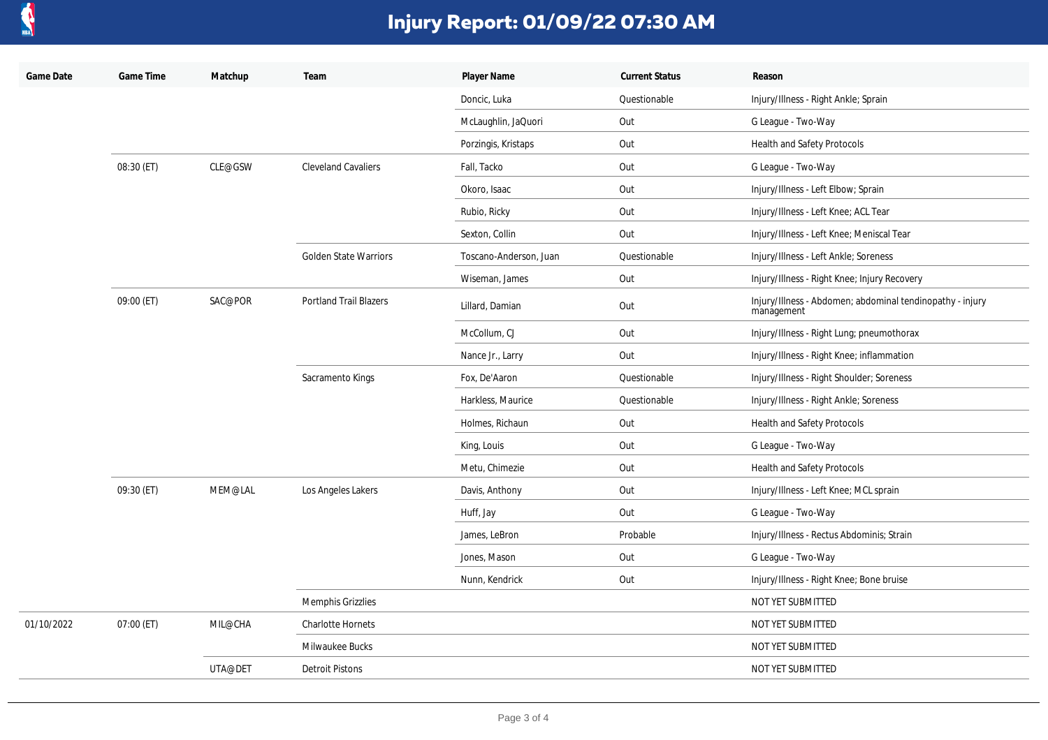# Injury Report: 01/09/22 07:30 AM

| Game Date | Game Time | Matchup | Team | Player Name | Current Status | Reason |
|---|---|---|---|---|---|---|
| | | | | Doncic, Luka | Questionable | Injury/Illness - Right Ankle; Sprain |
| | | | | McLaughlin, JaQuori | Out | G League - Two-Way |
| | | | | Porzingis, Kristaps | Out | Health and Safety Protocols |
| | 08:30 (ET) | CLE@GSW | Cleveland Cavaliers | Fall, Tacko | Out | G League - Two-Way |
| | | | | Okoro, Isaac | Out | Injury/Illness - Left Elbow; Sprain |
| | | | | Rubio, Ricky | Out | Injury/Illness - Left Knee; ACL Tear |
| | | | | Sexton, Collin | Out | Injury/Illness - Left Knee; Meniscal Tear |
| | | | Golden State Warriors | Toscano-Anderson, Juan | Questionable | Injury/Illness - Left Ankle; Soreness |
| | | | | Wiseman, James | Out | Injury/Illness - Right Knee; Injury Recovery |
| | 09:00 (ET) | SAC@POR | Portland Trail Blazers | Lillard, Damian | Out | Injury/Illness - Abdomen; abdominal tendinopathy - injury management |
| | | | | McCollum, CJ | Out | Injury/Illness - Right Lung; pneumothorax |
| | | | | Nance Jr., Larry | Out | Injury/Illness - Right Knee; inflammation |
| | | | Sacramento Kings | Fox, De'Aaron | Questionable | Injury/Illness - Right Shoulder; Soreness |
| | | | | Harkless, Maurice | Questionable | Injury/Illness - Right Ankle; Soreness |
| | | | | Holmes, Richaun | Out | Health and Safety Protocols |
| | | | | King, Louis | Out | G League - Two-Way |
| | | | | Metu, Chimezie | Out | Health and Safety Protocols |
| | 09:30 (ET) | MEM@LAL | Los Angeles Lakers | Davis, Anthony | Out | Injury/Illness - Left Knee; MCL sprain |
| | | | | Huff, Jay | Out | G League - Two-Way |
| | | | | James, LeBron | Probable | Injury/Illness - Rectus Abdominis; Strain |
| | | | | Jones, Mason | Out | G League - Two-Way |
| | | | | Nunn, Kendrick | Out | Injury/Illness - Right Knee; Bone bruise |
| | | | Memphis Grizzlies | | | NOT YET SUBMITTED |
| 01/10/2022 | 07:00 (ET) | MIL@CHA | Charlotte Hornets | | | NOT YET SUBMITTED |
| | | | Milwaukee Bucks | | | NOT YET SUBMITTED |
| | | UTA@DET | Detroit Pistons | | | NOT YET SUBMITTED |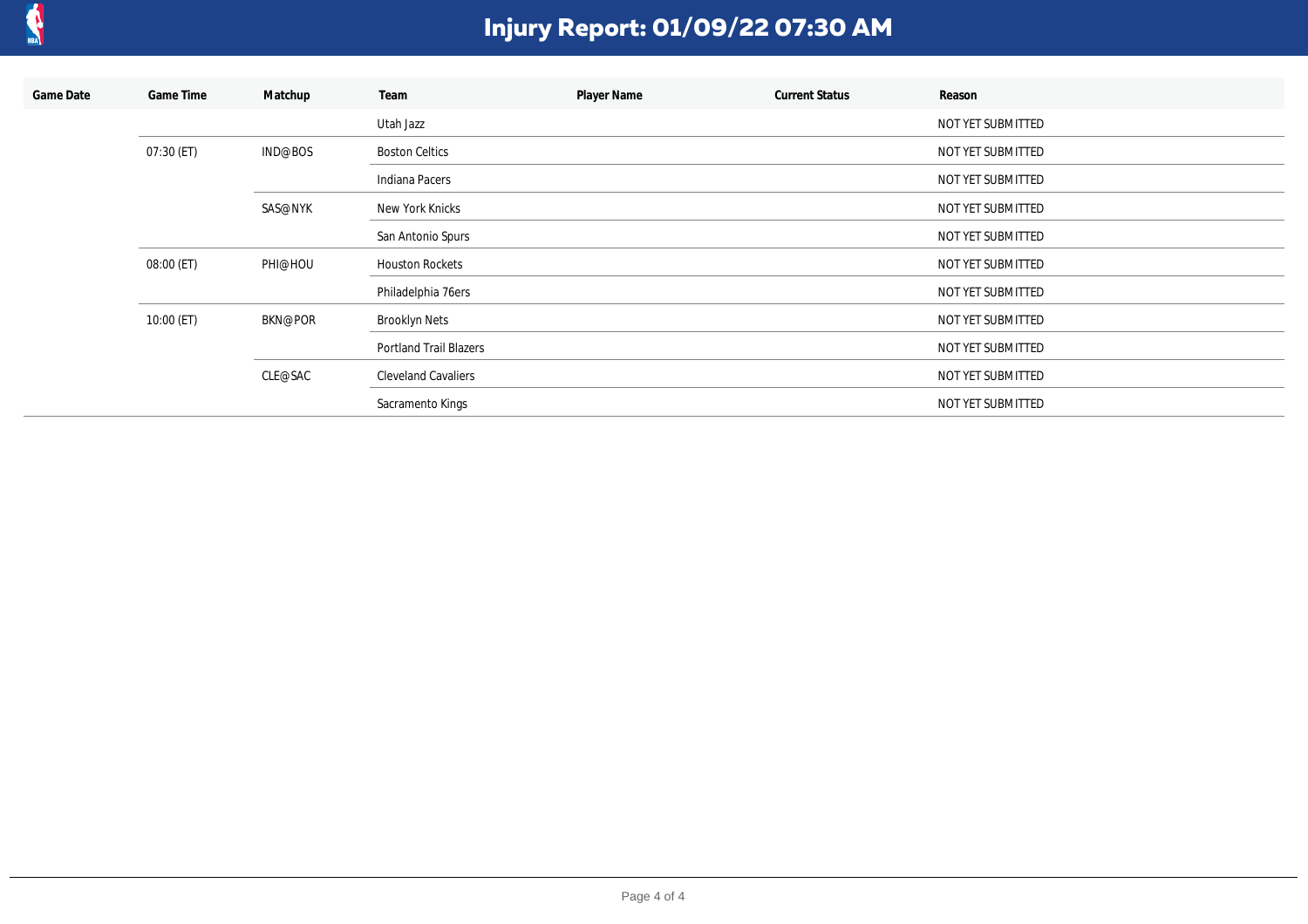# Injury Report: 01/09/22 07:30 AM

| Game Date | Game Time | Matchup | Team | Player Name | Current Status | Reason |
|---|---|---|---|---|---|---|
| | | | Utah Jazz | | | NOT YET SUBMITTED |
| | 07:30 (ET) | IND@BOS | Boston Celtics | | | NOT YET SUBMITTED |
| | | | Indiana Pacers | | | NOT YET SUBMITTED |
| | | SAS@NYK | New York Knicks | | | NOT YET SUBMITTED |
| | | | San Antonio Spurs | | | NOT YET SUBMITTED |
| | 08:00 (ET) | PHI@HOU | Houston Rockets | | | NOT YET SUBMITTED |
| | | | Philadelphia 76ers | | | NOT YET SUBMITTED |
| | 10:00 (ET) | BKN@POR | Brooklyn Nets | | | NOT YET SUBMITTED |
| | | | Portland Trail Blazers | | | NOT YET SUBMITTED |
| | | CLE@SAC | Cleveland Cavaliers | | | NOT YET SUBMITTED |
| | | | Sacramento Kings | | | NOT YET SUBMITTED |